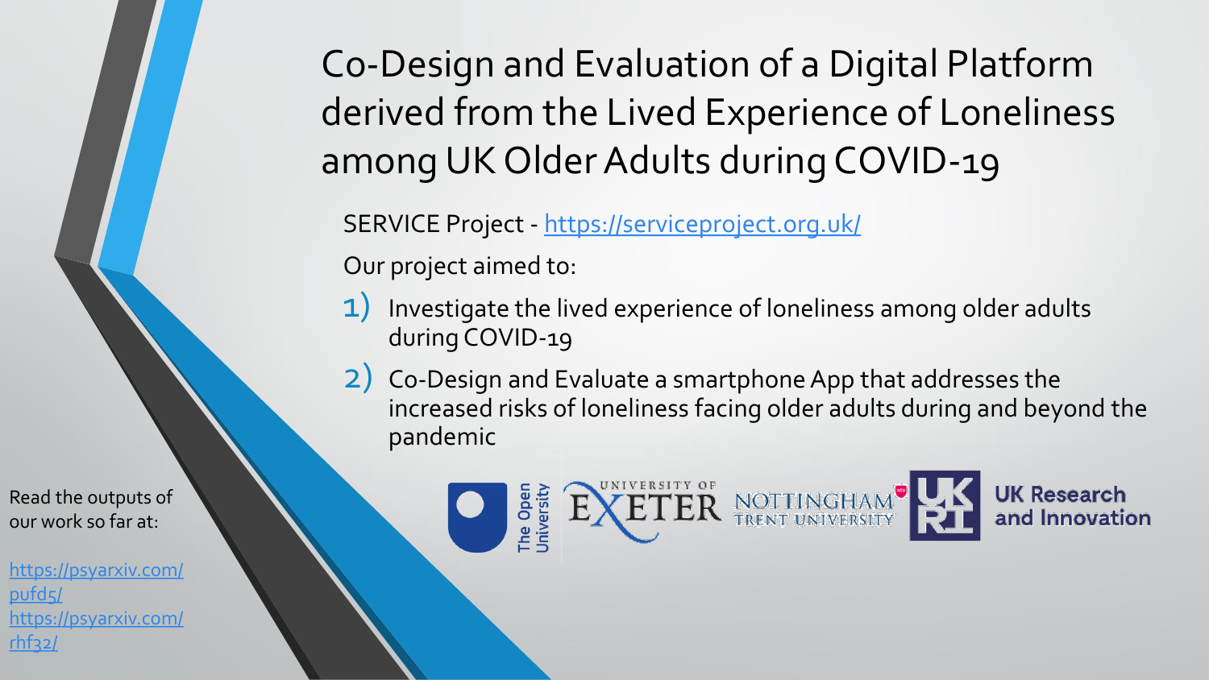# Co-Design and Evaluation of a Digital Platform derived from the Lived Experience of Loneliness among UK Older Adults during COVID-19

SERVICE Project - https://serviceproject.org.uk/

Our project aimed to:

1) Investigate the lived experience of loneliness among older adults during COVID-19
2) Co-Design and Evaluate a smartphone App that addresses the increased risks of loneliness facing older adults during and beyond the pandemic

The Open University | University of Exeter | Nottingham Trent University | UK Research and Innovation

Read the outputs of our work so far at:

https://psyarxiv.com/pufd5/
https://psyarxiv.com/rhf32/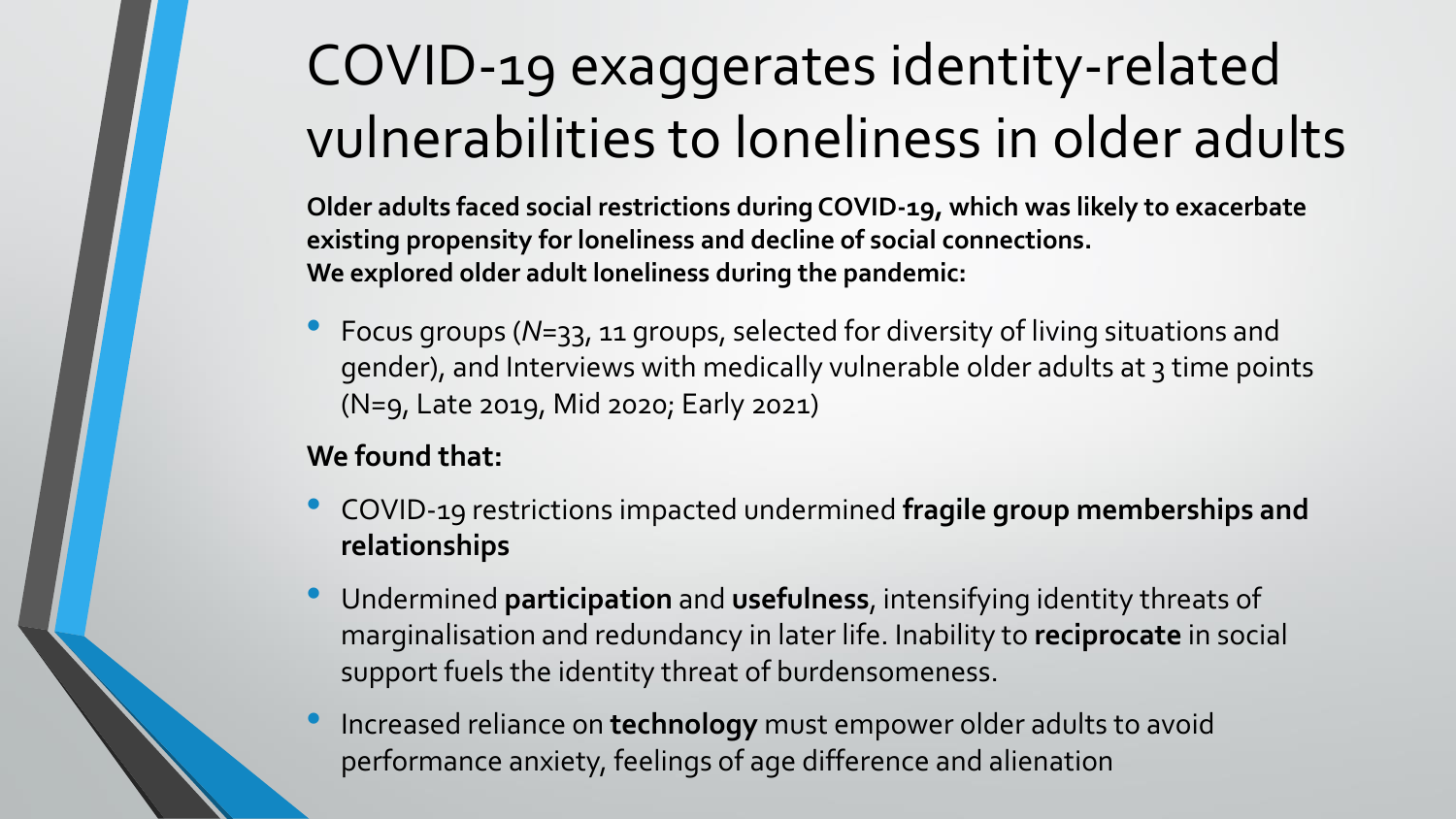# COVID-19 exaggerates identity-related vulnerabilities to loneliness in older adults

**Older adults faced social restrictions during COVID-19, which was likely to exacerbate existing propensity for loneliness and decline of social connections.**
**We explored older adult loneliness during the pandemic:**

- Focus groups (*N*=33, 11 groups, selected for diversity of living situations and gender), and Interviews with medically vulnerable older adults at 3 time points (N=9, Late 2019, Mid 2020; Early 2021)

**We found that:**

- COVID-19 restrictions impacted undermined **fragile group memberships and relationships**
- Undermined **participation** and **usefulness**, intensifying identity threats of marginalisation and redundancy in later life. Inability to **reciprocate** in social support fuels the identity threat of burdensomeness.
- Increased reliance on **technology** must empower older adults to avoid performance anxiety, feelings of age difference and alienation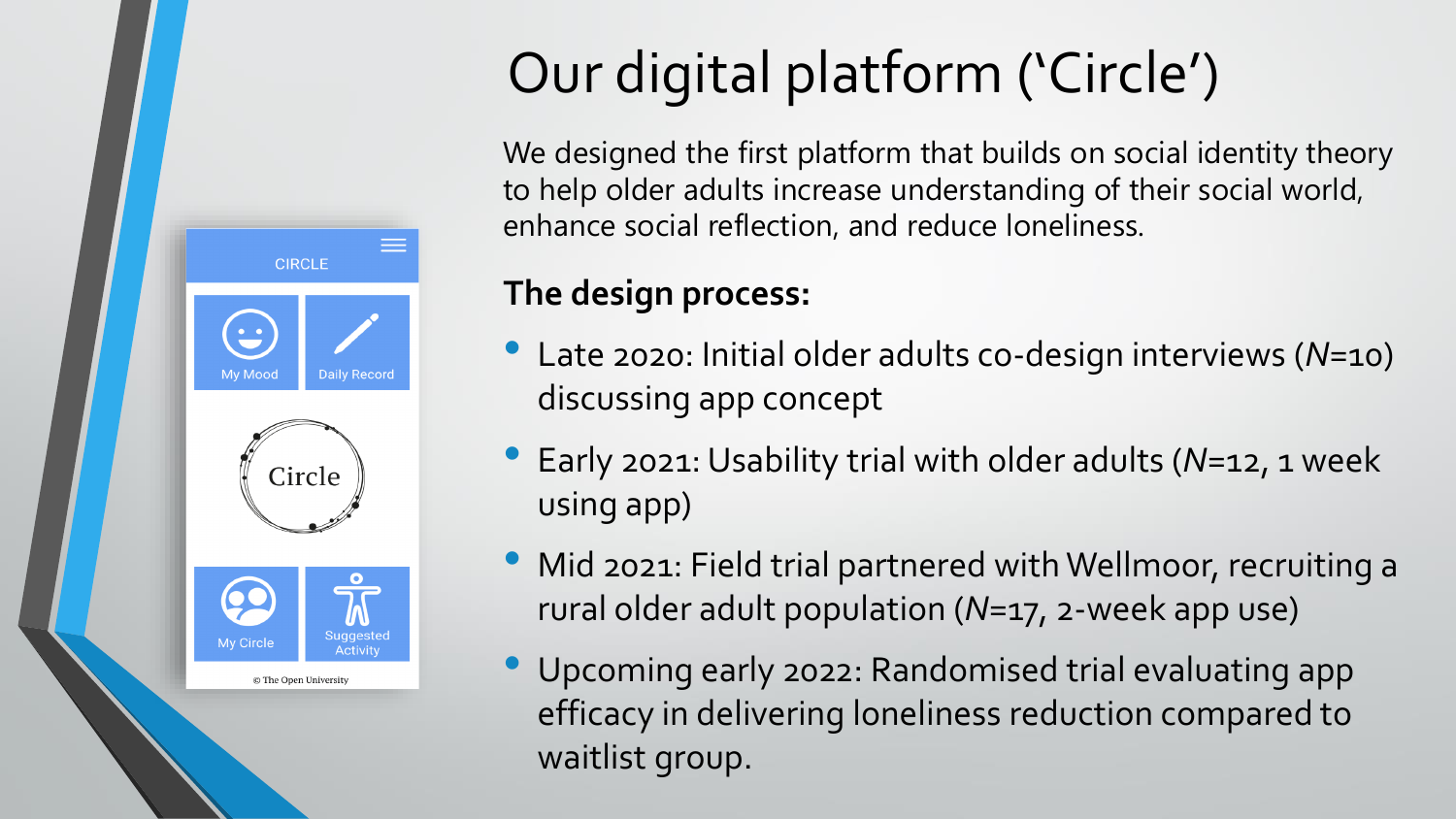# Our digital platform ('Circle')

We designed the first platform that builds on social identity theory to help older adults increase understanding of their social world, enhance social reflection, and reduce loneliness.

**The design process:**

- Late 2020: Initial older adults co-design interviews (*N*=10) discussing app concept
- Early 2021: Usability trial with older adults (*N*=12, 1 week using app)
- Mid 2021: Field trial partnered with Wellmoor, recruiting a rural older adult population (*N*=17, 2-week app use)
- Upcoming early 2022: Randomised trial evaluating app efficacy in delivering loneliness reduction compared to waitlist group.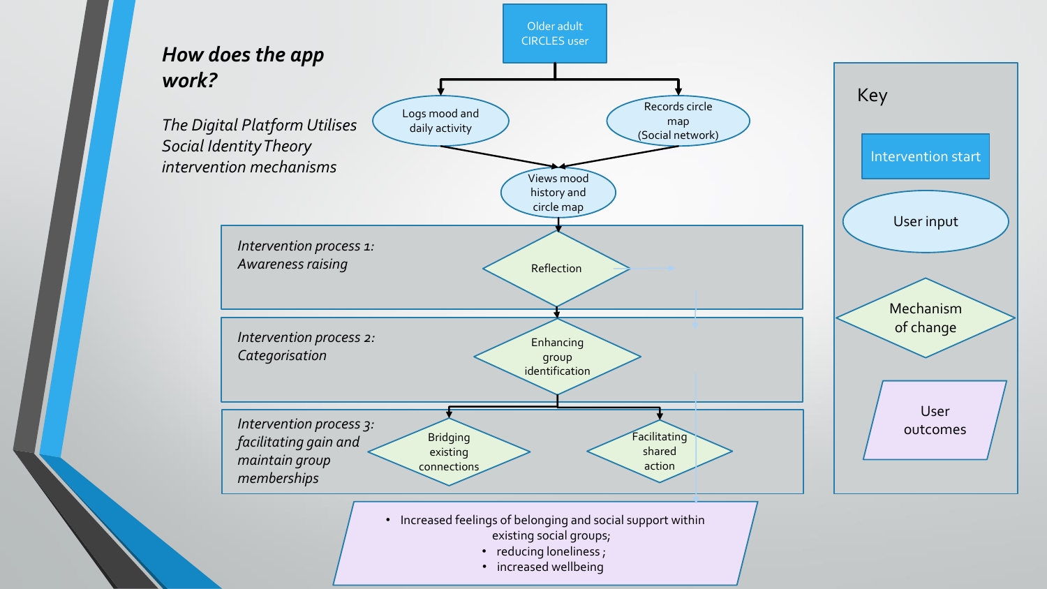## *How does the app work?*

*The Digital Platform Utilises Social Identity Theory intervention mechanisms*

Older adult CIRCLES user

Logs mood and daily activity

Records circle map (Social network)

Views mood history and circle map

*Intervention process 1: Awareness raising*

Reflection

*Intervention process 2: Categorisation*

Enhancing group identification

*Intervention process 3: facilitating gain and maintain group memberships*

Bridging existing connections

Facilitating shared action

- Increased feelings of belonging and social support within existing social groups;
- reducing loneliness ;
- increased wellbeing

Key

- Intervention start
- User input
- Mechanism of change
- User outcomes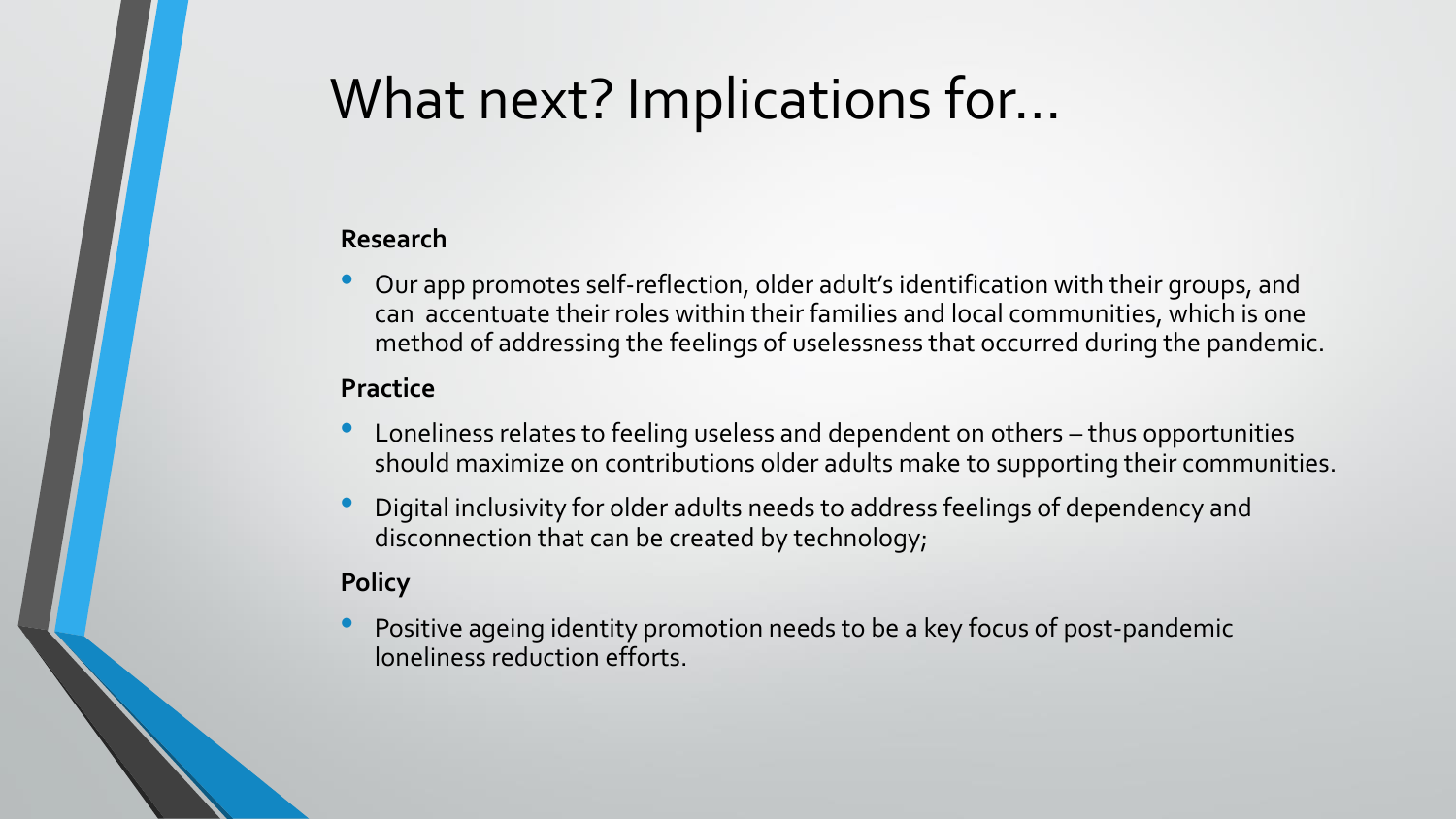# What next? Implications for…

**Research**

- Our app promotes self-reflection, older adult's identification with their groups, and can accentuate their roles within their families and local communities, which is one method of addressing the feelings of uselessness that occurred during the pandemic.

**Practice**

- Loneliness relates to feeling useless and dependent on others – thus opportunities should maximize on contributions older adults make to supporting their communities.
- Digital inclusivity for older adults needs to address feelings of dependency and disconnection that can be created by technology;

**Policy**

- Positive ageing identity promotion needs to be a key focus of post-pandemic loneliness reduction efforts.